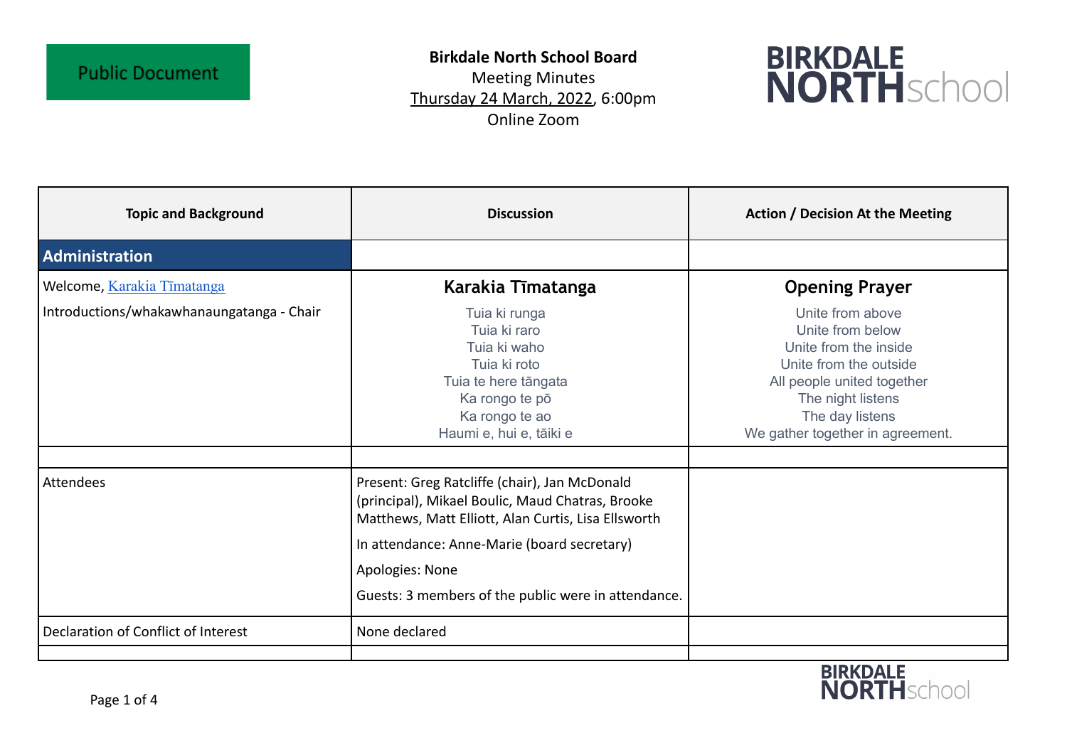Public Document

**Birkdale North School Board**
Meeting Minutes
Thursday 24 March, 2022, 6:00pm
Online Zoom

BIRKDALE NORTHschool

| Topic and Background | Discussion | Action / Decision At the Meeting |
|---|---|---|
| **Administration** | | |
| Welcome, Karakia Tīmatanga<br><br>Introductions/whakawhanaungatanga - Chair | **Karakia Tīmatanga**<br><br>Tuia ki runga<br>Tuia ki raro<br>Tuia ki waho<br>Tuia ki roto<br>Tuia te here tāngata<br>Ka rongo te pō<br>Ka rongo te ao<br>Haumi e, hui e, tāiki e | **Opening Prayer**<br><br>Unite from above<br>Unite from below<br>Unite from the inside<br>Unite from the outside<br>All people united together<br>The night listens<br>The day listens<br>We gather together in agreement. |
| | | |
| Attendees | Present: Greg Ratcliffe (chair), Jan McDonald (principal), Mikael Boulic, Maud Chatras, Brooke Matthews, Matt Elliott, Alan Curtis, Lisa Ellsworth<br><br>In attendance: Anne-Marie (board secretary)<br><br>Apologies: None<br><br>Guests: 3 members of the public were in attendance. | |
| Declaration of Conflict of Interest | None declared | |
| | | |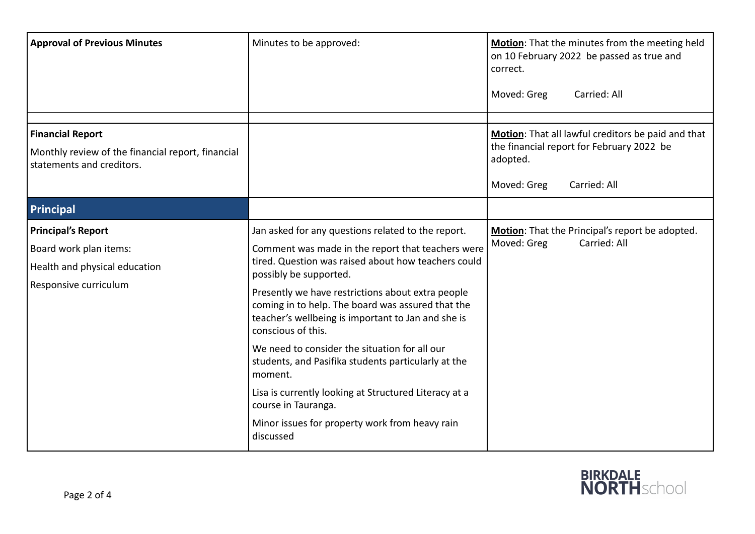| | | |
|---|---|---|
| **Approval of Previous Minutes** | Minutes to be approved: | **Motion**: That the minutes from the meeting held on 10 February 2022 be passed as true and correct.<br><br>Moved: Greg Carried: All |
| | | |
| **Financial Report**<br><br>Monthly review of the financial report, financial statements and creditors. | | **Motion**: That all lawful creditors be paid and that the financial report for February 2022 be adopted.<br><br>Moved: Greg Carried: All |
| **Principal** | | |
| **Principal's Report**<br><br>Board work plan items:<br><br>Health and physical education<br><br>Responsive curriculum | Jan asked for any questions related to the report.<br><br>Comment was made in the report that teachers were tired. Question was raised about how teachers could possibly be supported.<br><br>Presently we have restrictions about extra people coming in to help. The board was assured that the teacher's wellbeing is important to Jan and she is conscious of this.<br><br>We need to consider the situation for all our students, and Pasifika students particularly at the moment.<br><br>Lisa is currently looking at Structured Literacy at a course in Tauranga.<br><br>Minor issues for property work from heavy rain discussed | **Motion**: That the Principal's report be adopted.<br>Moved: Greg Carried: All |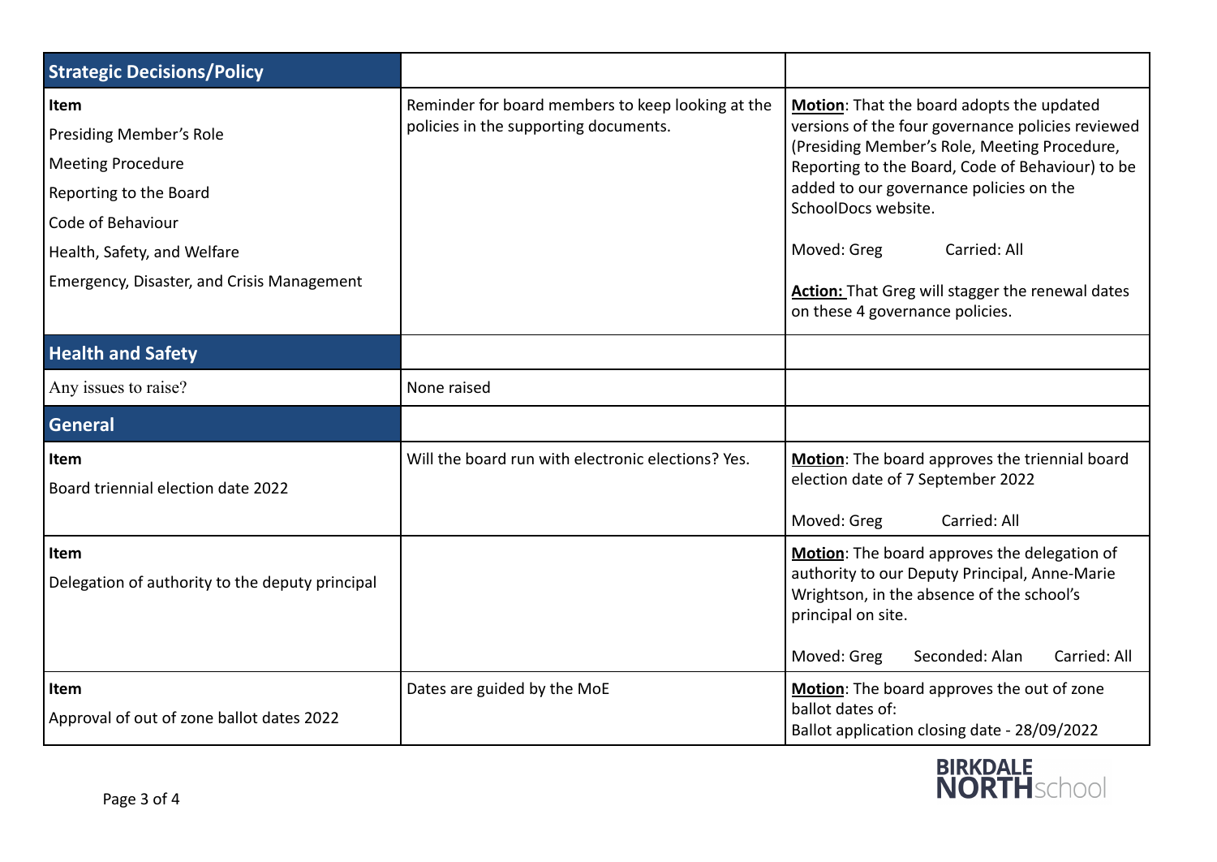| **Strategic Decisions/Policy** | | |
|---|---|---|
| **Item**<br>Presiding Member's Role<br>Meeting Procedure<br>Reporting to the Board<br>Code of Behaviour<br>Health, Safety, and Welfare<br>Emergency, Disaster, and Crisis Management | Reminder for board members to keep looking at the policies in the supporting documents. | **Motion**: That the board adopts the updated versions of the four governance policies reviewed (Presiding Member's Role, Meeting Procedure, Reporting to the Board, Code of Behaviour) to be added to our governance policies on the SchoolDocs website.<br><br>Moved: Greg Carried: All<br><br>**Action:** That Greg will stagger the renewal dates on these 4 governance policies. |
| **Health and Safety** | | |
| Any issues to raise? | None raised | |
| **General** | | |
| **Item**<br>Board triennial election date 2022 | Will the board run with electronic elections? Yes. | **Motion**: The board approves the triennial board election date of 7 September 2022<br><br>Moved: Greg Carried: All |
| **Item**<br>Delegation of authority to the deputy principal | | **Motion**: The board approves the delegation of authority to our Deputy Principal, Anne-Marie Wrightson, in the absence of the school's principal on site.<br><br>Moved: Greg Seconded: Alan Carried: All |
| **Item**<br>Approval of out of zone ballot dates 2022 | Dates are guided by the MoE | **Motion**: The board approves the out of zone ballot dates of:<br>Ballot application closing date - 28/09/2022 |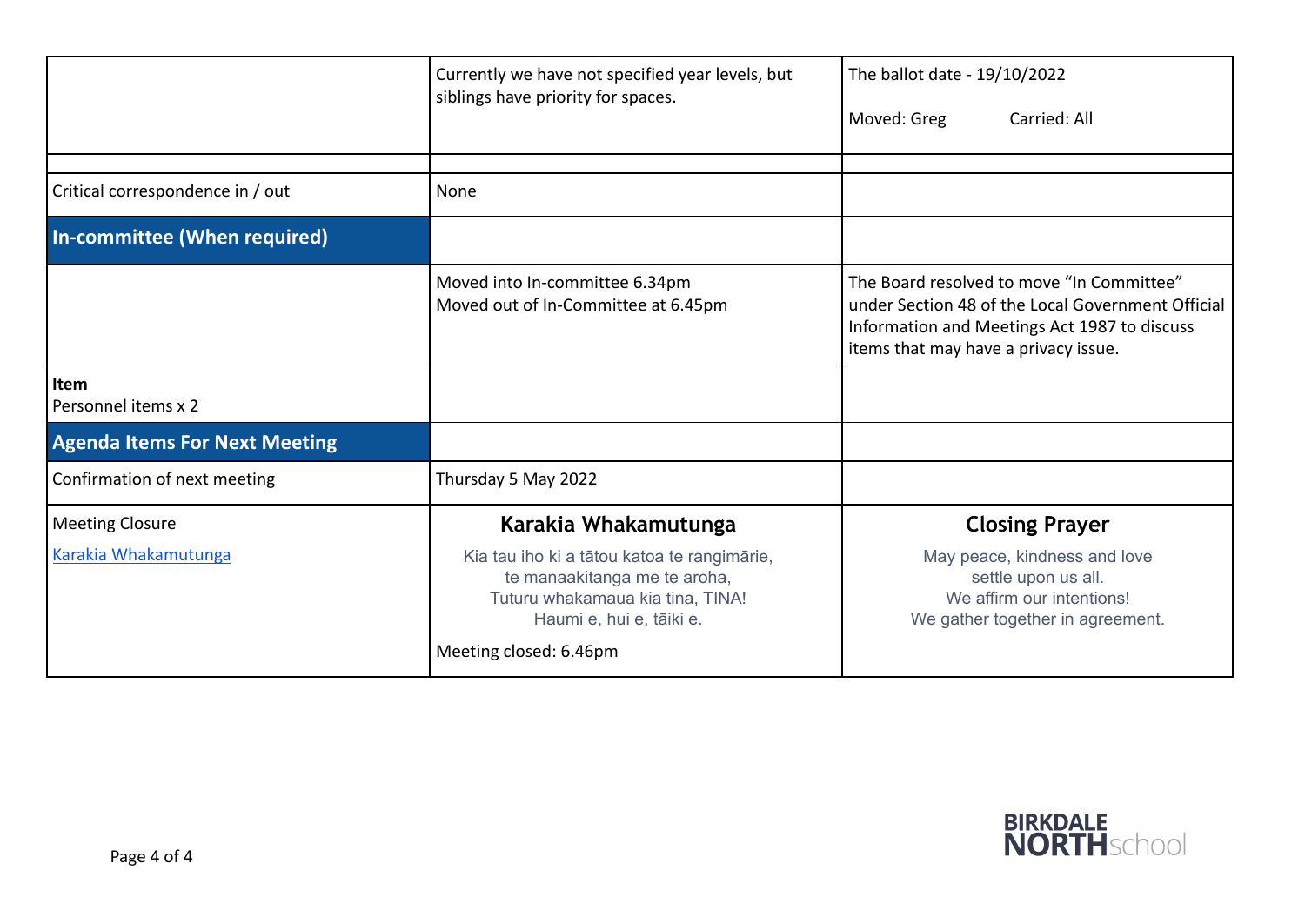| | | |
|---|---|---|
| | Currently we have not specified year levels, but siblings have priority for spaces. | The ballot date - 19/10/2022<br><br>Moved: Greg Carried: All |
| | | |
| Critical correspondence in / out | None | |
| **In-committee (When required)** | | |
| | Moved into In-committee 6.34pm<br>Moved out of In-Committee at 6.45pm | The Board resolved to move "In Committee" under Section 48 of the Local Government Official Information and Meetings Act 1987 to discuss items that may have a privacy issue. |
| **Item**<br>Personnel items x 2 | | |
| **Agenda Items For Next Meeting** | | |
| Confirmation of next meeting | Thursday 5 May 2022 | |
| Meeting Closure<br><br>Karakia Whakamutunga | **Karakia Whakamutunga**<br><br>Kia tau iho ki a tātou katoa te rangimārie,<br>te manaakitanga me te aroha,<br>Tuturu whakamaua kia tina, TINA!<br>Haumi e, hui e, tāiki e.<br><br>Meeting closed: 6.46pm | **Closing Prayer**<br><br>May peace, kindness and love<br>settle upon us all.<br>We affirm our intentions!<br>We gather together in agreement. |

BIRKDALE NORTH school